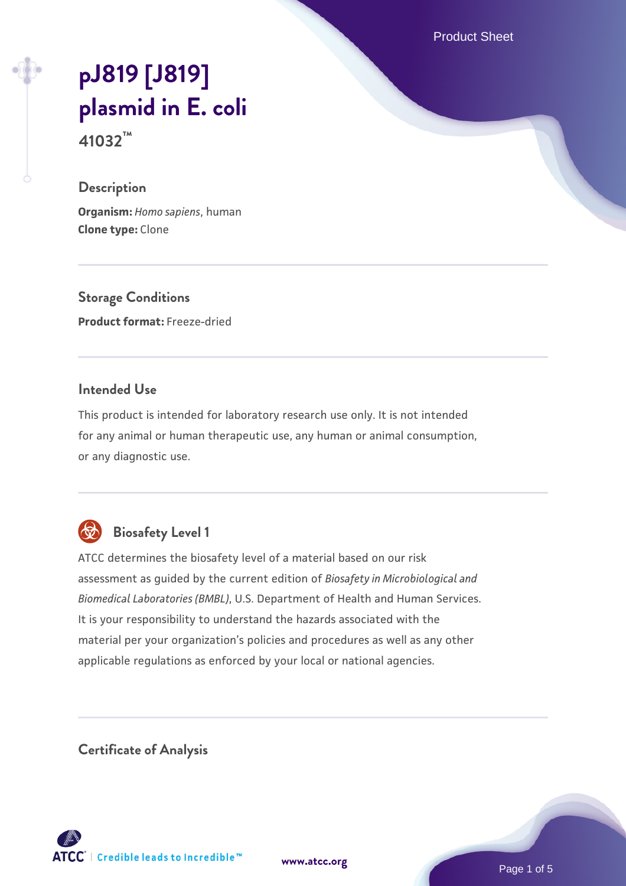# pJ819 [J819] plasmid in E. coli

**41032™**

## Description

**Organism:** *Homo sapiens*, human
**Clone type:** Clone

## Storage Conditions

**Product format:** Freeze-dried

## Intended Use

This product is intended for laboratory research use only. It is not intended for any animal or human therapeutic use, any human or animal consumption, or any diagnostic use.

## Biosafety Level 1

ATCC determines the biosafety level of a material based on our risk assessment as guided by the current edition of *Biosafety in Microbiological and Biomedical Laboratories (BMBL)*, U.S. Department of Health and Human Services. It is your responsibility to understand the hazards associated with the material per your organization's policies and procedures as well as any other applicable regulations as enforced by your local or national agencies.

## Certificate of Analysis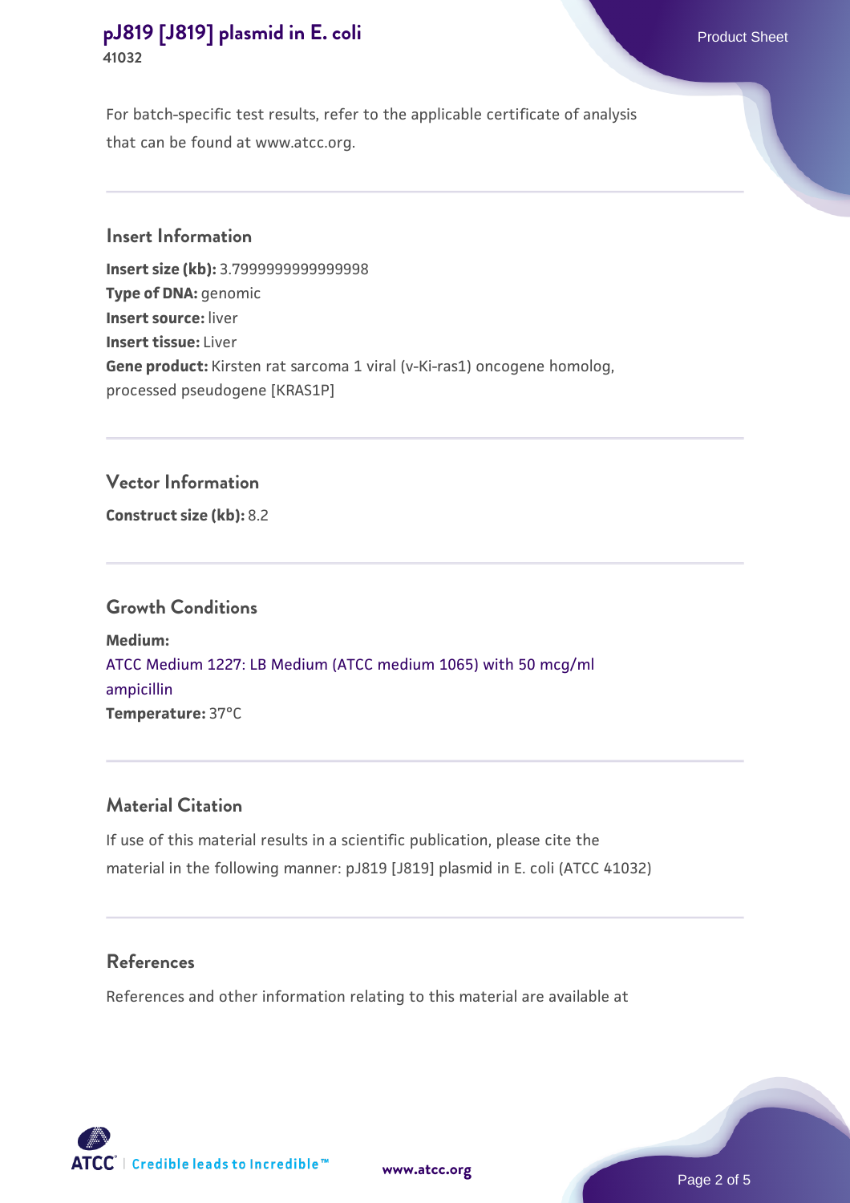For batch-specific test results, refer to the applicable certificate of analysis that can be found at www.atcc.org.

## Insert Information

**Insert size (kb):** 3.7999999999999998
**Type of DNA:** genomic
**Insert source:** liver
**Insert tissue:** Liver
**Gene product:** Kirsten rat sarcoma 1 viral (v-Ki-ras1) oncogene homolog, processed pseudogene [KRAS1P]

## Vector Information

**Construct size (kb):** 8.2

## Growth Conditions

**Medium:**
ATCC Medium 1227: LB Medium (ATCC medium 1065) with 50 mcg/ml ampicillin
**Temperature:** 37°C

## Material Citation

If use of this material results in a scientific publication, please cite the material in the following manner: pJ819 [J819] plasmid in E. coli (ATCC 41032)

## References

References and other information relating to this material are available at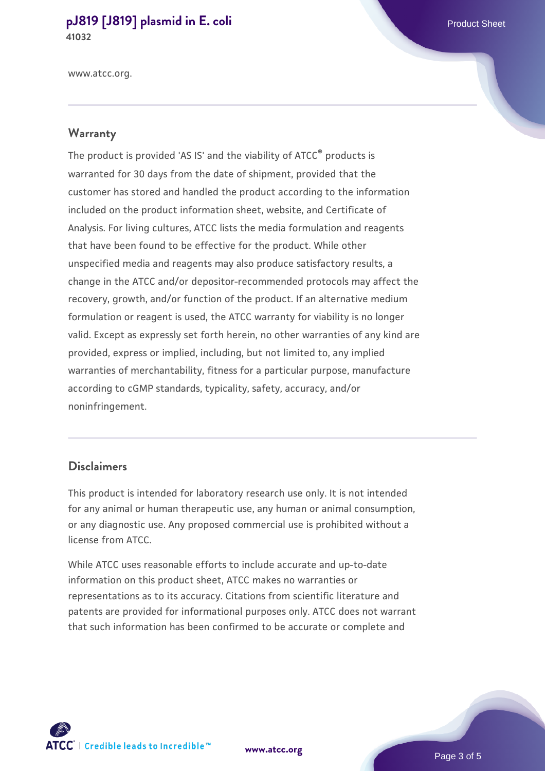www.atcc.org.

## Warranty

The product is provided 'AS IS' and the viability of ATCC® products is warranted for 30 days from the date of shipment, provided that the customer has stored and handled the product according to the information included on the product information sheet, website, and Certificate of Analysis. For living cultures, ATCC lists the media formulation and reagents that have been found to be effective for the product. While other unspecified media and reagents may also produce satisfactory results, a change in the ATCC and/or depositor-recommended protocols may affect the recovery, growth, and/or function of the product. If an alternative medium formulation or reagent is used, the ATCC warranty for viability is no longer valid. Except as expressly set forth herein, no other warranties of any kind are provided, express or implied, including, but not limited to, any implied warranties of merchantability, fitness for a particular purpose, manufacture according to cGMP standards, typicality, safety, accuracy, and/or noninfringement.

## Disclaimers

This product is intended for laboratory research use only. It is not intended for any animal or human therapeutic use, any human or animal consumption, or any diagnostic use. Any proposed commercial use is prohibited without a license from ATCC.

While ATCC uses reasonable efforts to include accurate and up-to-date information on this product sheet, ATCC makes no warranties or representations as to its accuracy. Citations from scientific literature and patents are provided for informational purposes only. ATCC does not warrant that such information has been confirmed to be accurate or complete and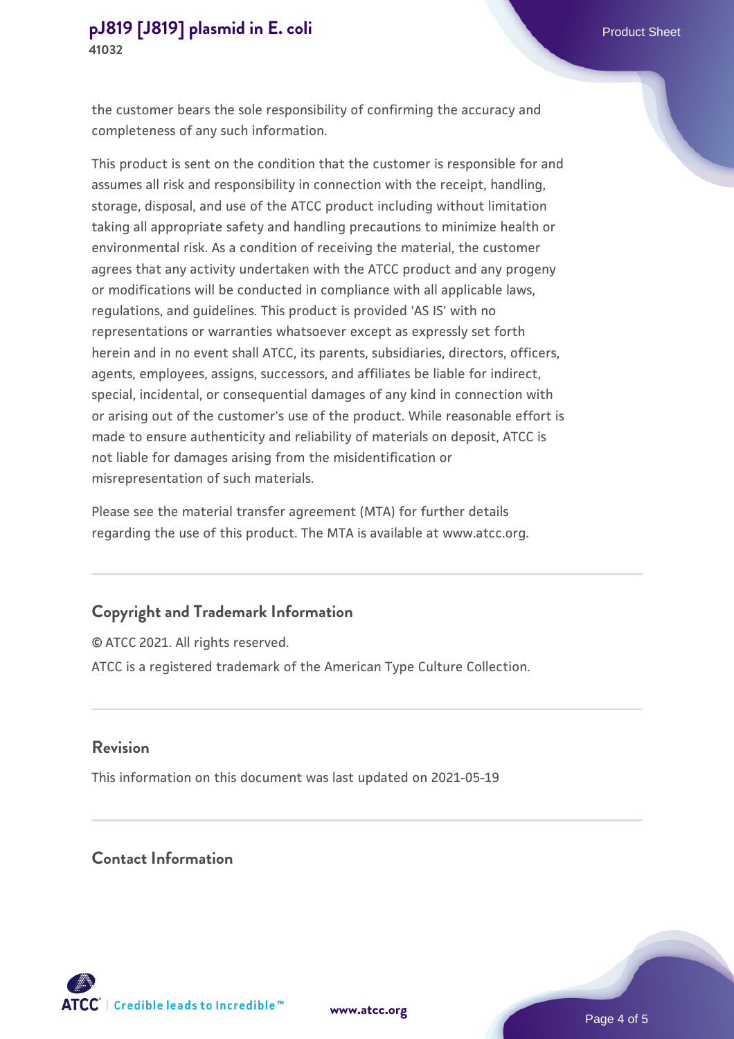the customer bears the sole responsibility of confirming the accuracy and completeness of any such information.

This product is sent on the condition that the customer is responsible for and assumes all risk and responsibility in connection with the receipt, handling, storage, disposal, and use of the ATCC product including without limitation taking all appropriate safety and handling precautions to minimize health or environmental risk. As a condition of receiving the material, the customer agrees that any activity undertaken with the ATCC product and any progeny or modifications will be conducted in compliance with all applicable laws, regulations, and guidelines. This product is provided 'AS IS' with no representations or warranties whatsoever except as expressly set forth herein and in no event shall ATCC, its parents, subsidiaries, directors, officers, agents, employees, assigns, successors, and affiliates be liable for indirect, special, incidental, or consequential damages of any kind in connection with or arising out of the customer's use of the product. While reasonable effort is made to ensure authenticity and reliability of materials on deposit, ATCC is not liable for damages arising from the misidentification or misrepresentation of such materials.

Please see the material transfer agreement (MTA) for further details regarding the use of this product. The MTA is available at www.atcc.org.

## Copyright and Trademark Information

© ATCC 2021. All rights reserved.

ATCC is a registered trademark of the American Type Culture Collection.

## Revision

This information on this document was last updated on 2021-05-19

## Contact Information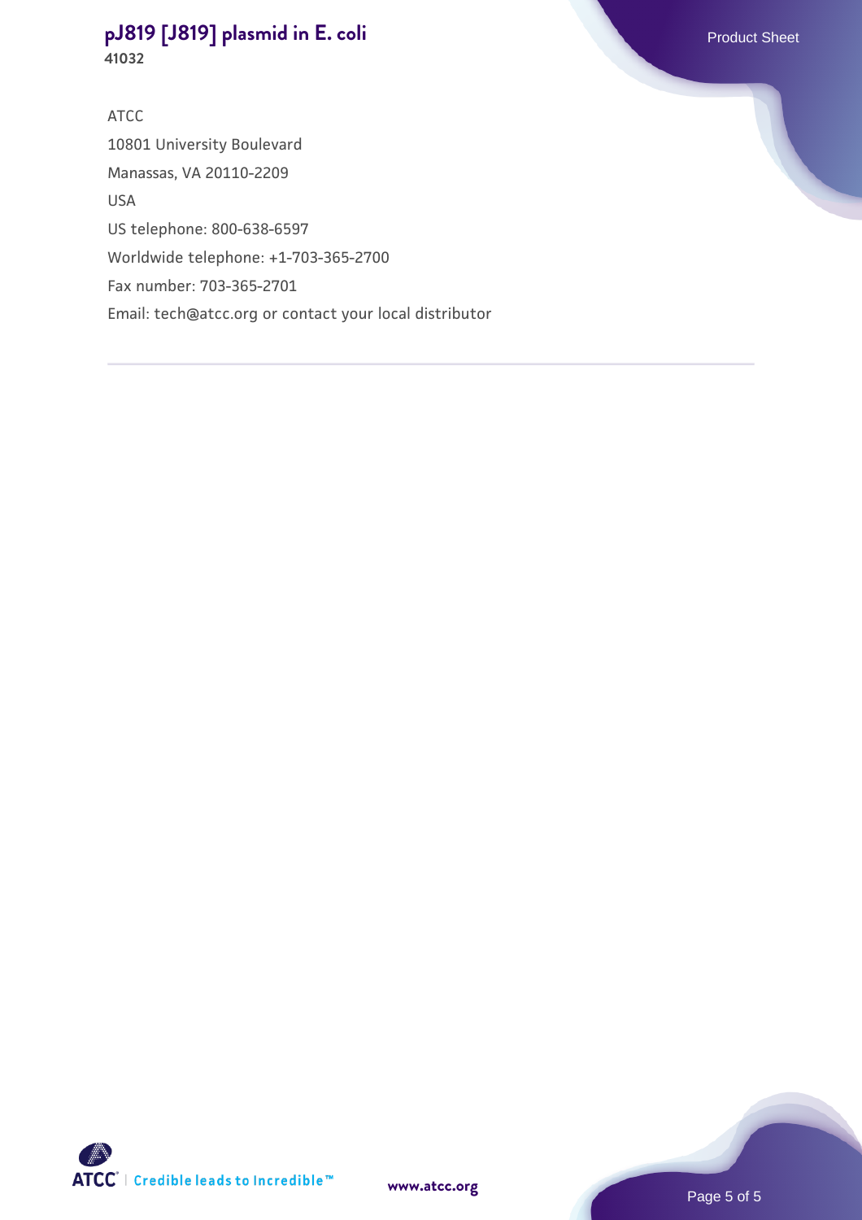ATCC

10801 University Boulevard

Manassas, VA 20110-2209

USA

US telephone: 800-638-6597

Worldwide telephone: +1-703-365-2700

Fax number: 703-365-2701

Email: tech@atcc.org or contact your local distributor